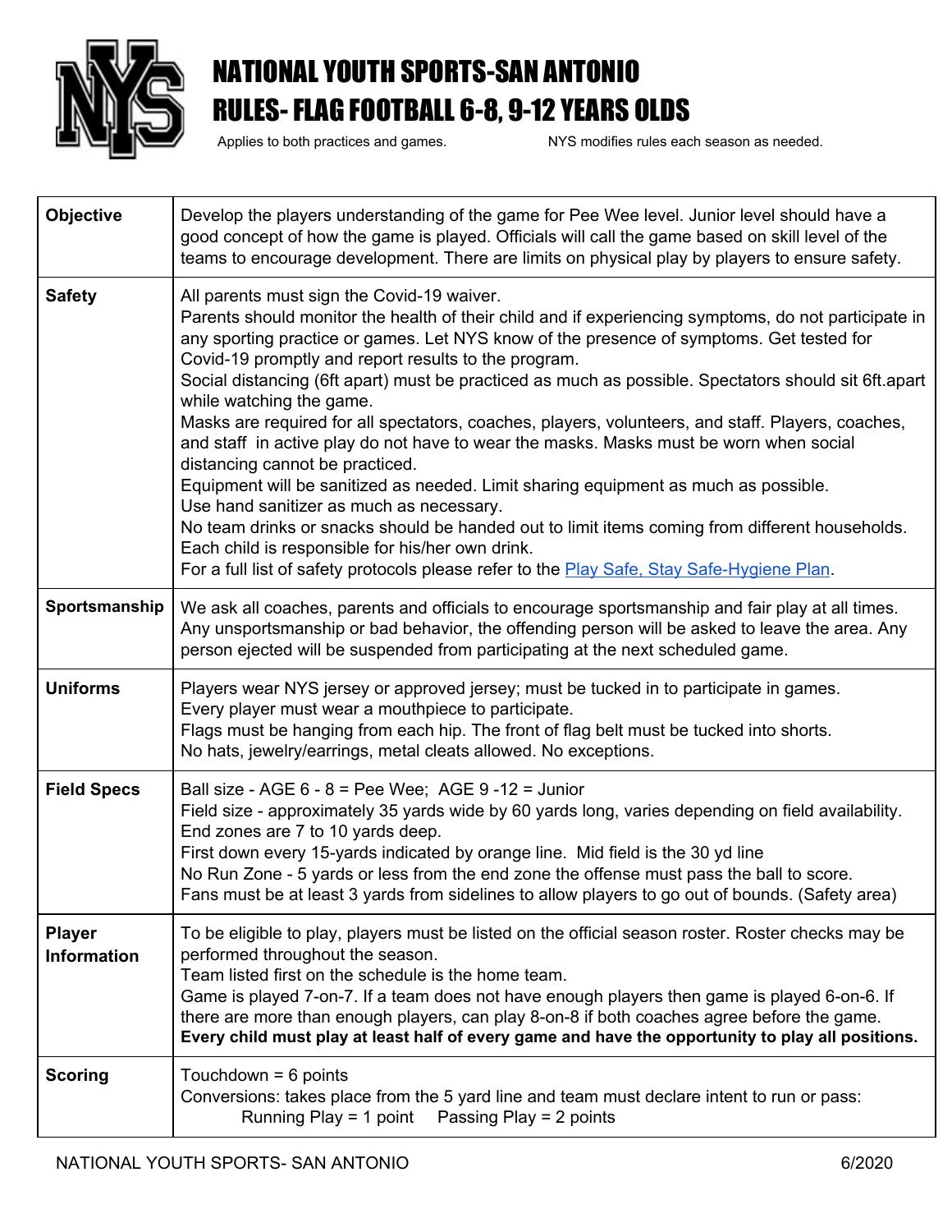# NATIONAL YOUTH SPORTS-SAN ANTONIO
# RULES- FLAG FOOTBALL 6-8, 9-12 YEARS OLDS

Applies to both practices and games. NYS modifies rules each season as needed.

| | |
|---|---|
| **Objective** | Develop the players understanding of the game for Pee Wee level. Junior level should have a good concept of how the game is played. Officials will call the game based on skill level of the teams to encourage development. There are limits on physical play by players to ensure safety. |
| **Safety** | All parents must sign the Covid-19 waiver.<br>Parents should monitor the health of their child and if experiencing symptoms, do not participate in any sporting practice or games. Let NYS know of the presence of symptoms. Get tested for Covid-19 promptly and report results to the program.<br>Social distancing (6ft apart) must be practiced as much as possible. Spectators should sit 6ft.apart while watching the game.<br>Masks are required for all spectators, coaches, players, volunteers, and staff. Players, coaches, and staff in active play do not have to wear the masks. Masks must be worn when social distancing cannot be practiced.<br>Equipment will be sanitized as needed. Limit sharing equipment as much as possible.<br>Use hand sanitizer as much as necessary.<br>No team drinks or snacks should be handed out to limit items coming from different households. Each child is responsible for his/her own drink.<br>For a full list of safety protocols please refer to the Play Safe, Stay Safe-Hygiene Plan. |
| **Sportsmanship** | We ask all coaches, parents and officials to encourage sportsmanship and fair play at all times. Any unsportsmanship or bad behavior, the offending person will be asked to leave the area. Any person ejected will be suspended from participating at the next scheduled game. |
| **Uniforms** | Players wear NYS jersey or approved jersey; must be tucked in to participate in games.<br>Every player must wear a mouthpiece to participate.<br>Flags must be hanging from each hip. The front of flag belt must be tucked into shorts.<br>No hats, jewelry/earrings, metal cleats allowed. No exceptions. |
| **Field Specs** | Ball size - AGE 6 - 8 = Pee Wee; AGE 9 -12 = Junior<br>Field size - approximately 35 yards wide by 60 yards long, varies depending on field availability. End zones are 7 to 10 yards deep.<br>First down every 15-yards indicated by orange line. Mid field is the 30 yd line<br>No Run Zone - 5 yards or less from the end zone the offense must pass the ball to score.<br>Fans must be at least 3 yards from sidelines to allow players to go out of bounds. (Safety area) |
| **Player Information** | To be eligible to play, players must be listed on the official season roster. Roster checks may be performed throughout the season.<br>Team listed first on the schedule is the home team.<br>Game is played 7-on-7. If a team does not have enough players then game is played 6-on-6. If there are more than enough players, can play 8-on-8 if both coaches agree before the game.<br>**Every child must play at least half of every game and have the opportunity to play all positions.** |
| **Scoring** | Touchdown = 6 points<br>Conversions: takes place from the 5 yard line and team must declare intent to run or pass:<br>Running Play = 1 point Passing Play = 2 points |

NATIONAL YOUTH SPORTS- SAN ANTONIO 6/2020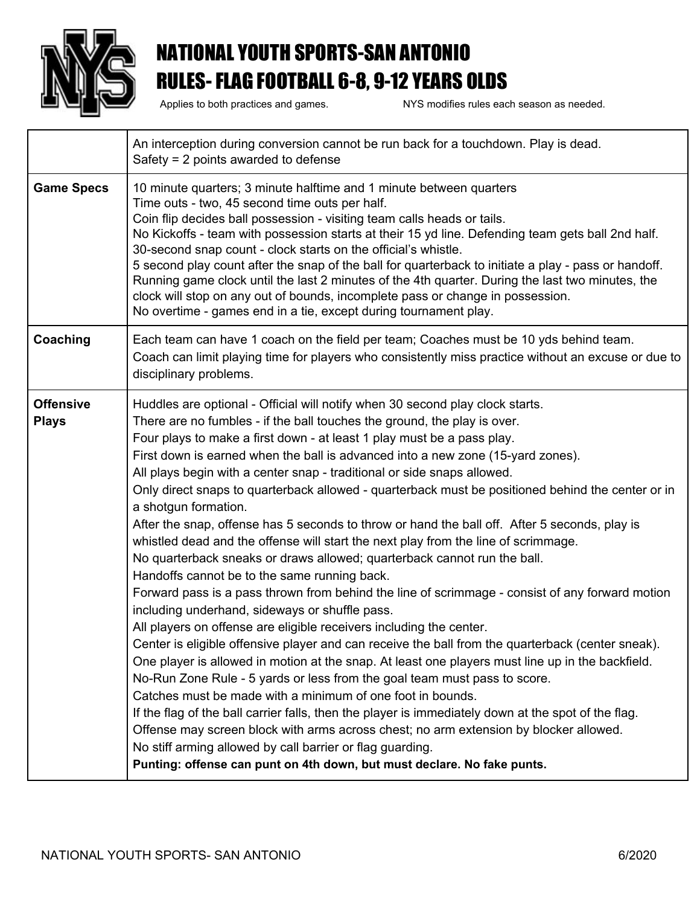# NATIONAL YOUTH SPORTS-SAN ANTONIO
# RULES- FLAG FOOTBALL 6-8, 9-12 YEARS OLDS

Applies to both practices and games. NYS modifies rules each season as needed.

| | |
|---|---|
| | An interception during conversion cannot be run back for a touchdown. Play is dead.<br>Safety = 2 points awarded to defense |
| **Game Specs** | 10 minute quarters; 3 minute halftime and 1 minute between quarters<br>Time outs - two, 45 second time outs per half.<br>Coin flip decides ball possession - visiting team calls heads or tails.<br>No Kickoffs - team with possession starts at their 15 yd line. Defending team gets ball 2nd half.<br>30-second snap count - clock starts on the official's whistle.<br>5 second play count after the snap of the ball for quarterback to initiate a play - pass or handoff.<br>Running game clock until the last 2 minutes of the 4th quarter. During the last two minutes, the clock will stop on any out of bounds, incomplete pass or change in possession.<br>No overtime - games end in a tie, except during tournament play. |
| **Coaching** | Each team can have 1 coach on the field per team; Coaches must be 10 yds behind team.<br>Coach can limit playing time for players who consistently miss practice without an excuse or due to disciplinary problems. |
| **Offensive Plays** | Huddles are optional - Official will notify when 30 second play clock starts.<br>There are no fumbles - if the ball touches the ground, the play is over.<br>Four plays to make a first down - at least 1 play must be a pass play.<br>First down is earned when the ball is advanced into a new zone (15-yard zones).<br>All plays begin with a center snap - traditional or side snaps allowed.<br>Only direct snaps to quarterback allowed - quarterback must be positioned behind the center or in a shotgun formation.<br>After the snap, offense has 5 seconds to throw or hand the ball off. After 5 seconds, play is whistled dead and the offense will start the next play from the line of scrimmage.<br>No quarterback sneaks or draws allowed; quarterback cannot run the ball.<br>Handoffs cannot be to the same running back.<br>Forward pass is a pass thrown from behind the line of scrimmage - consist of any forward motion including underhand, sideways or shuffle pass.<br>All players on offense are eligible receivers including the center.<br>Center is eligible offensive player and can receive the ball from the quarterback (center sneak).<br>One player is allowed in motion at the snap. At least one players must line up in the backfield.<br>No-Run Zone Rule - 5 yards or less from the goal team must pass to score.<br>Catches must be made with a minimum of one foot in bounds.<br>If the flag of the ball carrier falls, then the player is immediately down at the spot of the flag.<br>Offense may screen block with arms across chest; no arm extension by blocker allowed.<br>No stiff arming allowed by call barrier or flag guarding.<br>**Punting: offense can punt on 4th down, but must declare. No fake punts.** |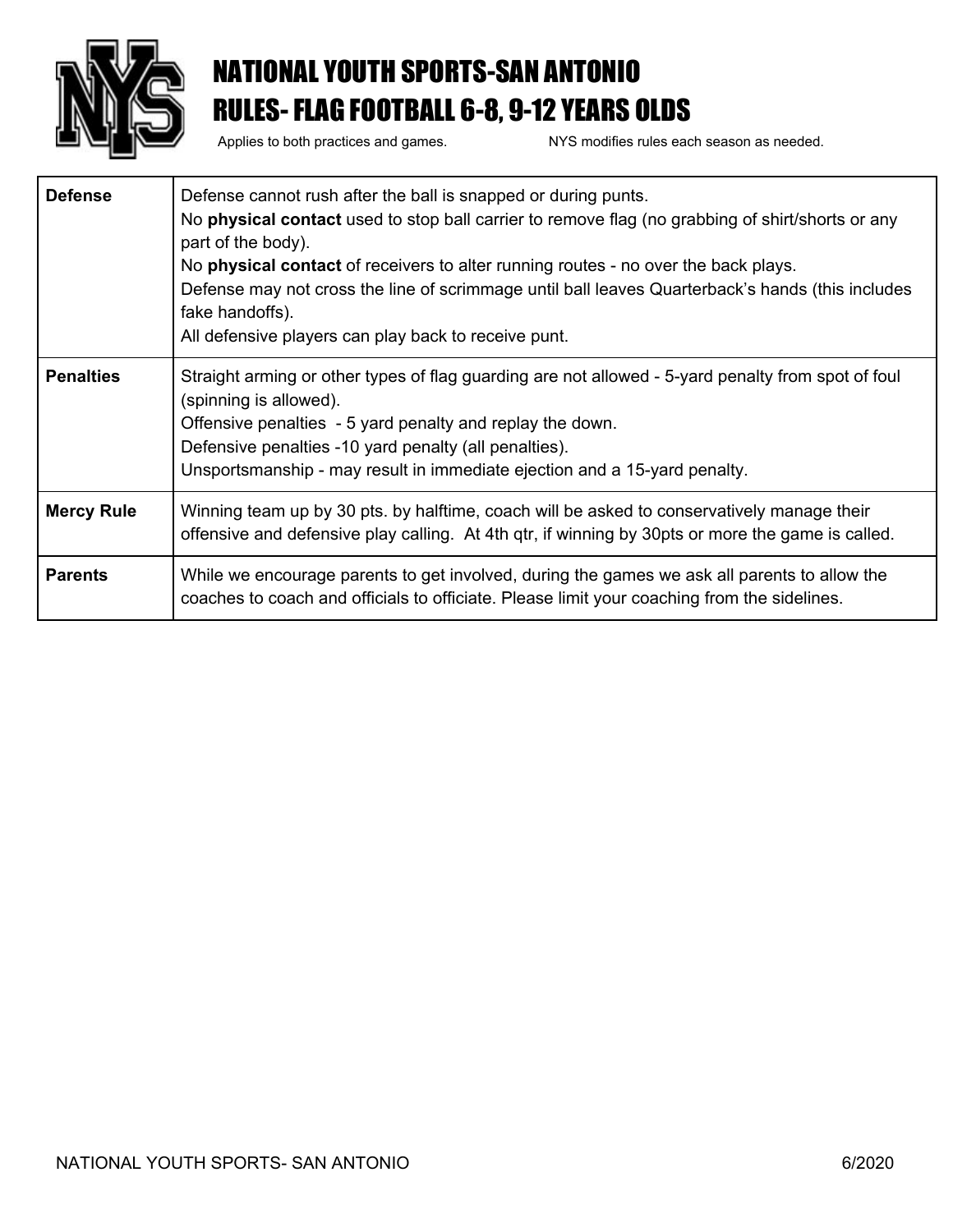# NATIONAL YOUTH SPORTS-SAN ANTONIO
# RULES- FLAG FOOTBALL 6-8, 9-12 YEARS OLDS

Applies to both practices and games. NYS modifies rules each season as needed.

| | |
|---|---|
| **Defense** | Defense cannot rush after the ball is snapped or during punts.<br>No **physical contact** used to stop ball carrier to remove flag (no grabbing of shirt/shorts or any part of the body).<br>No **physical contact** of receivers to alter running routes - no over the back plays.<br>Defense may not cross the line of scrimmage until ball leaves Quarterback's hands (this includes fake handoffs).<br>All defensive players can play back to receive punt. |
| **Penalties** | Straight arming or other types of flag guarding are not allowed - 5-yard penalty from spot of foul (spinning is allowed).<br>Offensive penalties - 5 yard penalty and replay the down.<br>Defensive penalties -10 yard penalty (all penalties).<br>Unsportsmanship - may result in immediate ejection and a 15-yard penalty. |
| **Mercy Rule** | Winning team up by 30 pts. by halftime, coach will be asked to conservatively manage their offensive and defensive play calling. At 4th qtr, if winning by 30pts or more the game is called. |
| **Parents** | While we encourage parents to get involved, during the games we ask all parents to allow the coaches to coach and officials to officiate. Please limit your coaching from the sidelines. |